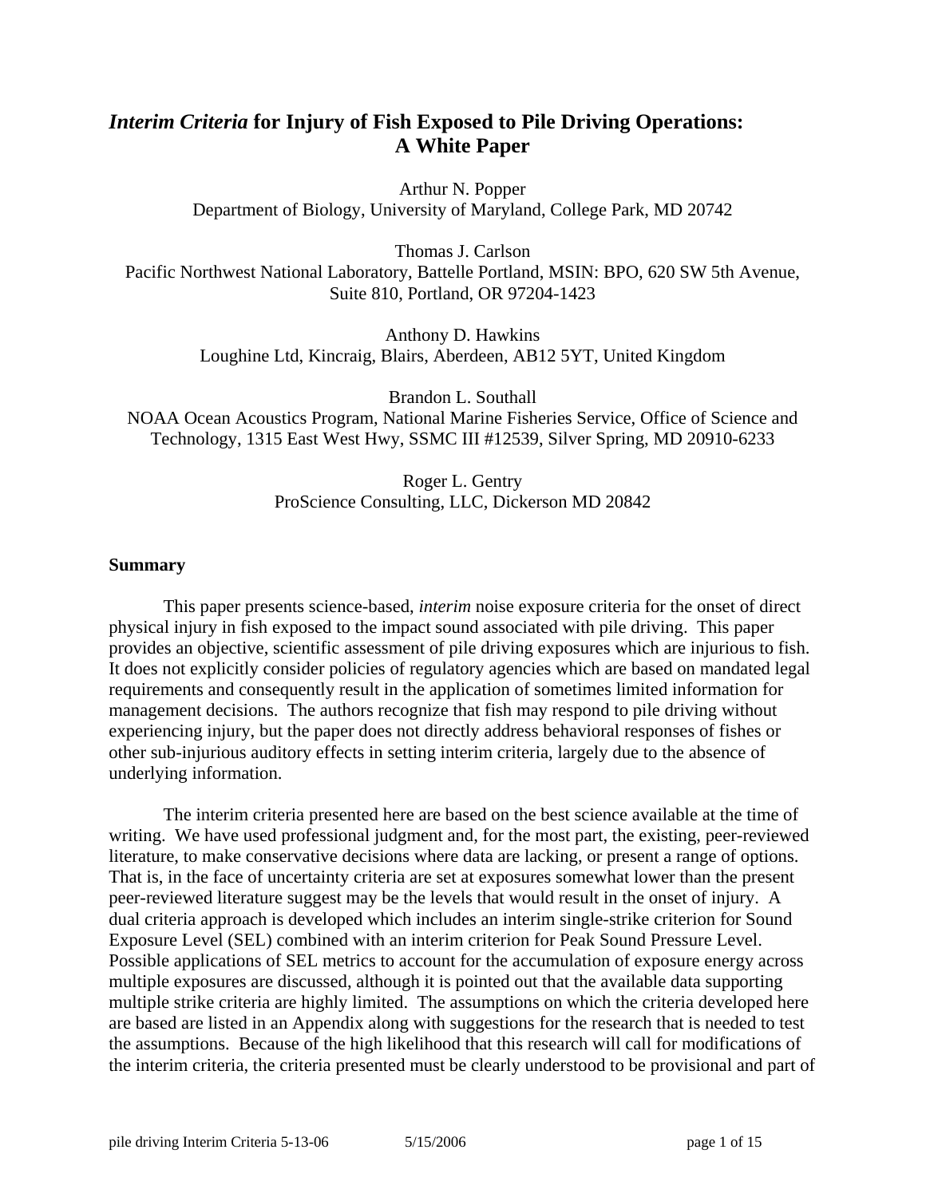# *Interim Criteria* for Injury of Fish Exposed to Pile Driving Operations: A White Paper

Arthur N. Popper
Department of Biology, University of Maryland, College Park, MD 20742

Thomas J. Carlson
Pacific Northwest National Laboratory, Battelle Portland, MSIN: BPO, 620 SW 5th Avenue, Suite 810, Portland, OR 97204-1423

Anthony D. Hawkins
Loughine Ltd, Kincraig, Blairs, Aberdeen, AB12 5YT, United Kingdom

Brandon L. Southall
NOAA Ocean Acoustics Program, National Marine Fisheries Service, Office of Science and Technology, 1315 East West Hwy, SSMC III #12539, Silver Spring, MD 20910-6233

Roger L. Gentry
ProScience Consulting, LLC, Dickerson MD 20842

## Summary

This paper presents science-based, *interim* noise exposure criteria for the onset of direct physical injury in fish exposed to the impact sound associated with pile driving. This paper provides an objective, scientific assessment of pile driving exposures which are injurious to fish. It does not explicitly consider policies of regulatory agencies which are based on mandated legal requirements and consequently result in the application of sometimes limited information for management decisions. The authors recognize that fish may respond to pile driving without experiencing injury, but the paper does not directly address behavioral responses of fishes or other sub-injurious auditory effects in setting interim criteria, largely due to the absence of underlying information.

The interim criteria presented here are based on the best science available at the time of writing. We have used professional judgment and, for the most part, the existing, peer-reviewed literature, to make conservative decisions where data are lacking, or present a range of options. That is, in the face of uncertainty criteria are set at exposures somewhat lower than the present peer-reviewed literature suggest may be the levels that would result in the onset of injury. A dual criteria approach is developed which includes an interim single-strike criterion for Sound Exposure Level (SEL) combined with an interim criterion for Peak Sound Pressure Level. Possible applications of SEL metrics to account for the accumulation of exposure energy across multiple exposures are discussed, although it is pointed out that the available data supporting multiple strike criteria are highly limited. The assumptions on which the criteria developed here are based are listed in an Appendix along with suggestions for the research that is needed to test the assumptions. Because of the high likelihood that this research will call for modifications of the interim criteria, the criteria presented must be clearly understood to be provisional and part of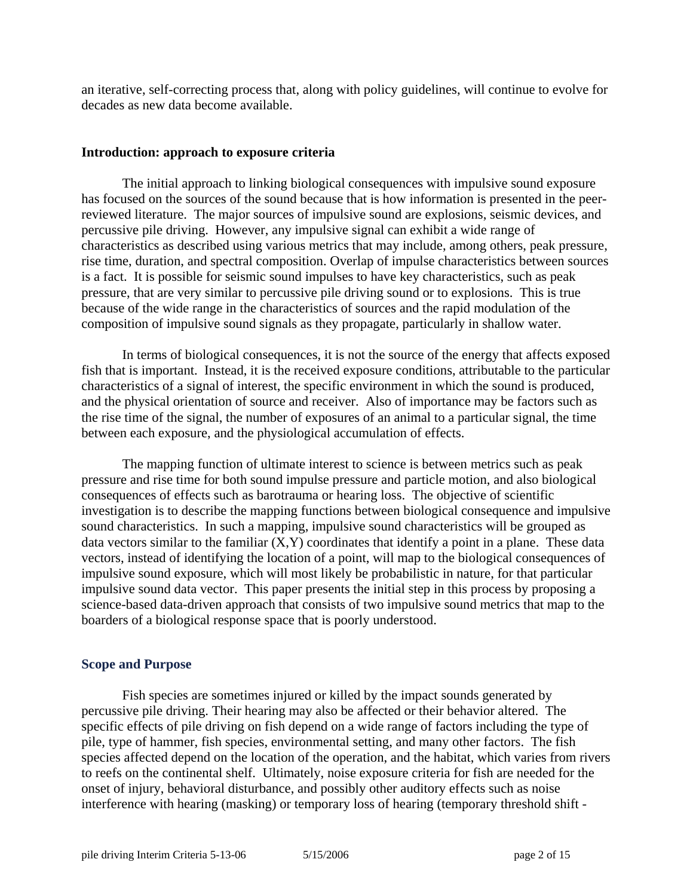an iterative, self-correcting process that, along with policy guidelines, will continue to evolve for decades as new data become available.

## Introduction: approach to exposure criteria

The initial approach to linking biological consequences with impulsive sound exposure has focused on the sources of the sound because that is how information is presented in the peer-reviewed literature. The major sources of impulsive sound are explosions, seismic devices, and percussive pile driving. However, any impulsive signal can exhibit a wide range of characteristics as described using various metrics that may include, among others, peak pressure, rise time, duration, and spectral composition. Overlap of impulse characteristics between sources is a fact. It is possible for seismic sound impulses to have key characteristics, such as peak pressure, that are very similar to percussive pile driving sound or to explosions. This is true because of the wide range in the characteristics of sources and the rapid modulation of the composition of impulsive sound signals as they propagate, particularly in shallow water.

In terms of biological consequences, it is not the source of the energy that affects exposed fish that is important. Instead, it is the received exposure conditions, attributable to the particular characteristics of a signal of interest, the specific environment in which the sound is produced, and the physical orientation of source and receiver. Also of importance may be factors such as the rise time of the signal, the number of exposures of an animal to a particular signal, the time between each exposure, and the physiological accumulation of effects.

The mapping function of ultimate interest to science is between metrics such as peak pressure and rise time for both sound impulse pressure and particle motion, and also biological consequences of effects such as barotrauma or hearing loss. The objective of scientific investigation is to describe the mapping functions between biological consequence and impulsive sound characteristics. In such a mapping, impulsive sound characteristics will be grouped as data vectors similar to the familiar (X,Y) coordinates that identify a point in a plane. These data vectors, instead of identifying the location of a point, will map to the biological consequences of impulsive sound exposure, which will most likely be probabilistic in nature, for that particular impulsive sound data vector. This paper presents the initial step in this process by proposing a science-based data-driven approach that consists of two impulsive sound metrics that map to the boarders of a biological response space that is poorly understood.

## Scope and Purpose

Fish species are sometimes injured or killed by the impact sounds generated by percussive pile driving. Their hearing may also be affected or their behavior altered. The specific effects of pile driving on fish depend on a wide range of factors including the type of pile, type of hammer, fish species, environmental setting, and many other factors. The fish species affected depend on the location of the operation, and the habitat, which varies from rivers to reefs on the continental shelf. Ultimately, noise exposure criteria for fish are needed for the onset of injury, behavioral disturbance, and possibly other auditory effects such as noise interference with hearing (masking) or temporary loss of hearing (temporary threshold shift -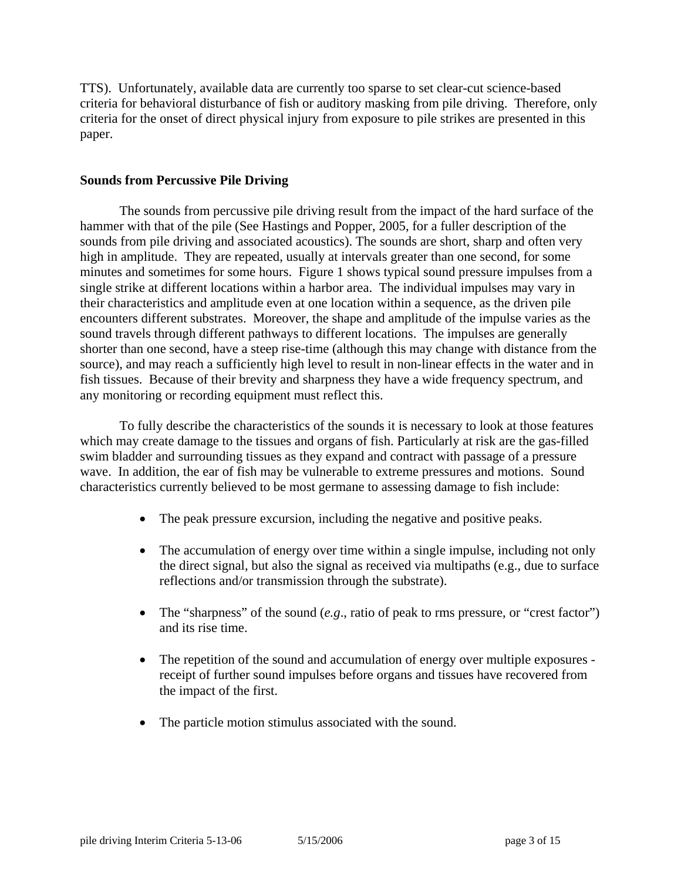TTS). Unfortunately, available data are currently too sparse to set clear-cut science-based criteria for behavioral disturbance of fish or auditory masking from pile driving. Therefore, only criteria for the onset of direct physical injury from exposure to pile strikes are presented in this paper.

**Sounds from Percussive Pile Driving**

The sounds from percussive pile driving result from the impact of the hard surface of the hammer with that of the pile (See Hastings and Popper, 2005, for a fuller description of the sounds from pile driving and associated acoustics). The sounds are short, sharp and often very high in amplitude. They are repeated, usually at intervals greater than one second, for some minutes and sometimes for some hours. Figure 1 shows typical sound pressure impulses from a single strike at different locations within a harbor area. The individual impulses may vary in their characteristics and amplitude even at one location within a sequence, as the driven pile encounters different substrates. Moreover, the shape and amplitude of the impulse varies as the sound travels through different pathways to different locations. The impulses are generally shorter than one second, have a steep rise-time (although this may change with distance from the source), and may reach a sufficiently high level to result in non-linear effects in the water and in fish tissues. Because of their brevity and sharpness they have a wide frequency spectrum, and any monitoring or recording equipment must reflect this.

To fully describe the characteristics of the sounds it is necessary to look at those features which may create damage to the tissues and organs of fish. Particularly at risk are the gas-filled swim bladder and surrounding tissues as they expand and contract with passage of a pressure wave. In addition, the ear of fish may be vulnerable to extreme pressures and motions. Sound characteristics currently believed to be most germane to assessing damage to fish include:

- The peak pressure excursion, including the negative and positive peaks.
- The accumulation of energy over time within a single impulse, including not only the direct signal, but also the signal as received via multipaths (e.g., due to surface reflections and/or transmission through the substrate).
- The "sharpness" of the sound (*e.g*., ratio of peak to rms pressure, or "crest factor") and its rise time.
- The repetition of the sound and accumulation of energy over multiple exposures - receipt of further sound impulses before organs and tissues have recovered from the impact of the first.
- The particle motion stimulus associated with the sound.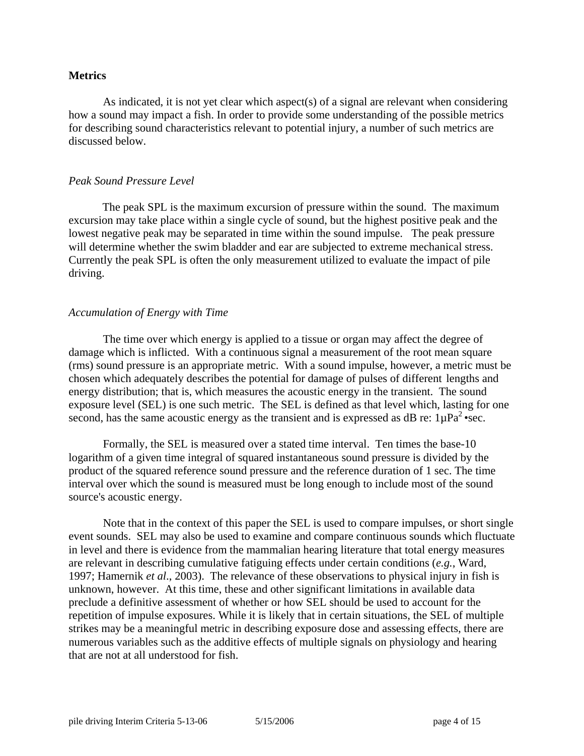**Metrics**

As indicated, it is not yet clear which aspect(s) of a signal are relevant when considering how a sound may impact a fish. In order to provide some understanding of the possible metrics for describing sound characteristics relevant to potential injury, a number of such metrics are discussed below.

*Peak Sound Pressure Level*

The peak SPL is the maximum excursion of pressure within the sound. The maximum excursion may take place within a single cycle of sound, but the highest positive peak and the lowest negative peak may be separated in time within the sound impulse. The peak pressure will determine whether the swim bladder and ear are subjected to extreme mechanical stress. Currently the peak SPL is often the only measurement utilized to evaluate the impact of pile driving.

*Accumulation of Energy with Time*

The time over which energy is applied to a tissue or organ may affect the degree of damage which is inflicted. With a continuous signal a measurement of the root mean square (rms) sound pressure is an appropriate metric. With a sound impulse, however, a metric must be chosen which adequately describes the potential for damage of pulses of different lengths and energy distribution; that is, which measures the acoustic energy in the transient. The sound exposure level (SEL) is one such metric. The SEL is defined as that level which, lasting for one second, has the same acoustic energy as the transient and is expressed as dB re: $1\mu Pa^2$ •sec.

Formally, the SEL is measured over a stated time interval. Ten times the base-10 logarithm of a given time integral of squared instantaneous sound pressure is divided by the product of the squared reference sound pressure and the reference duration of 1 sec. The time interval over which the sound is measured must be long enough to include most of the sound source's acoustic energy.

Note that in the context of this paper the SEL is used to compare impulses, or short single event sounds. SEL may also be used to examine and compare continuous sounds which fluctuate in level and there is evidence from the mammalian hearing literature that total energy measures are relevant in describing cumulative fatiguing effects under certain conditions (*e.g.*, Ward, 1997; Hamernik *et al*., 2003). The relevance of these observations to physical injury in fish is unknown, however. At this time, these and other significant limitations in available data preclude a definitive assessment of whether or how SEL should be used to account for the repetition of impulse exposures. While it is likely that in certain situations, the SEL of multiple strikes may be a meaningful metric in describing exposure dose and assessing effects, there are numerous variables such as the additive effects of multiple signals on physiology and hearing that are not at all understood for fish.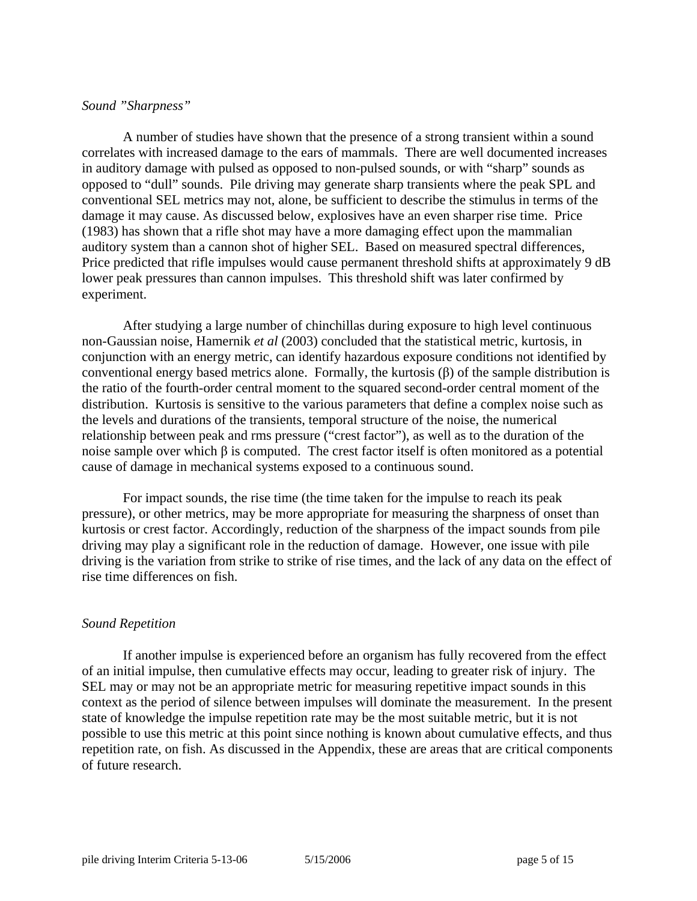*Sound "Sharpness"*

A number of studies have shown that the presence of a strong transient within a sound correlates with increased damage to the ears of mammals. There are well documented increases in auditory damage with pulsed as opposed to non-pulsed sounds, or with "sharp" sounds as opposed to "dull" sounds. Pile driving may generate sharp transients where the peak SPL and conventional SEL metrics may not, alone, be sufficient to describe the stimulus in terms of the damage it may cause. As discussed below, explosives have an even sharper rise time. Price (1983) has shown that a rifle shot may have a more damaging effect upon the mammalian auditory system than a cannon shot of higher SEL. Based on measured spectral differences, Price predicted that rifle impulses would cause permanent threshold shifts at approximately 9 dB lower peak pressures than cannon impulses. This threshold shift was later confirmed by experiment.

After studying a large number of chinchillas during exposure to high level continuous non-Gaussian noise, Hamernik *et al* (2003) concluded that the statistical metric, kurtosis, in conjunction with an energy metric, can identify hazardous exposure conditions not identified by conventional energy based metrics alone. Formally, the kurtosis ($\beta$) of the sample distribution is the ratio of the fourth-order central moment to the squared second-order central moment of the distribution. Kurtosis is sensitive to the various parameters that define a complex noise such as the levels and durations of the transients, temporal structure of the noise, the numerical relationship between peak and rms pressure ("crest factor"), as well as to the duration of the noise sample over which $\beta$ is computed. The crest factor itself is often monitored as a potential cause of damage in mechanical systems exposed to a continuous sound.

For impact sounds, the rise time (the time taken for the impulse to reach its peak pressure), or other metrics, may be more appropriate for measuring the sharpness of onset than kurtosis or crest factor. Accordingly, reduction of the sharpness of the impact sounds from pile driving may play a significant role in the reduction of damage. However, one issue with pile driving is the variation from strike to strike of rise times, and the lack of any data on the effect of rise time differences on fish.

*Sound Repetition*

If another impulse is experienced before an organism has fully recovered from the effect of an initial impulse, then cumulative effects may occur, leading to greater risk of injury. The SEL may or may not be an appropriate metric for measuring repetitive impact sounds in this context as the period of silence between impulses will dominate the measurement. In the present state of knowledge the impulse repetition rate may be the most suitable metric, but it is not possible to use this metric at this point since nothing is known about cumulative effects, and thus repetition rate, on fish. As discussed in the Appendix, these are areas that are critical components of future research.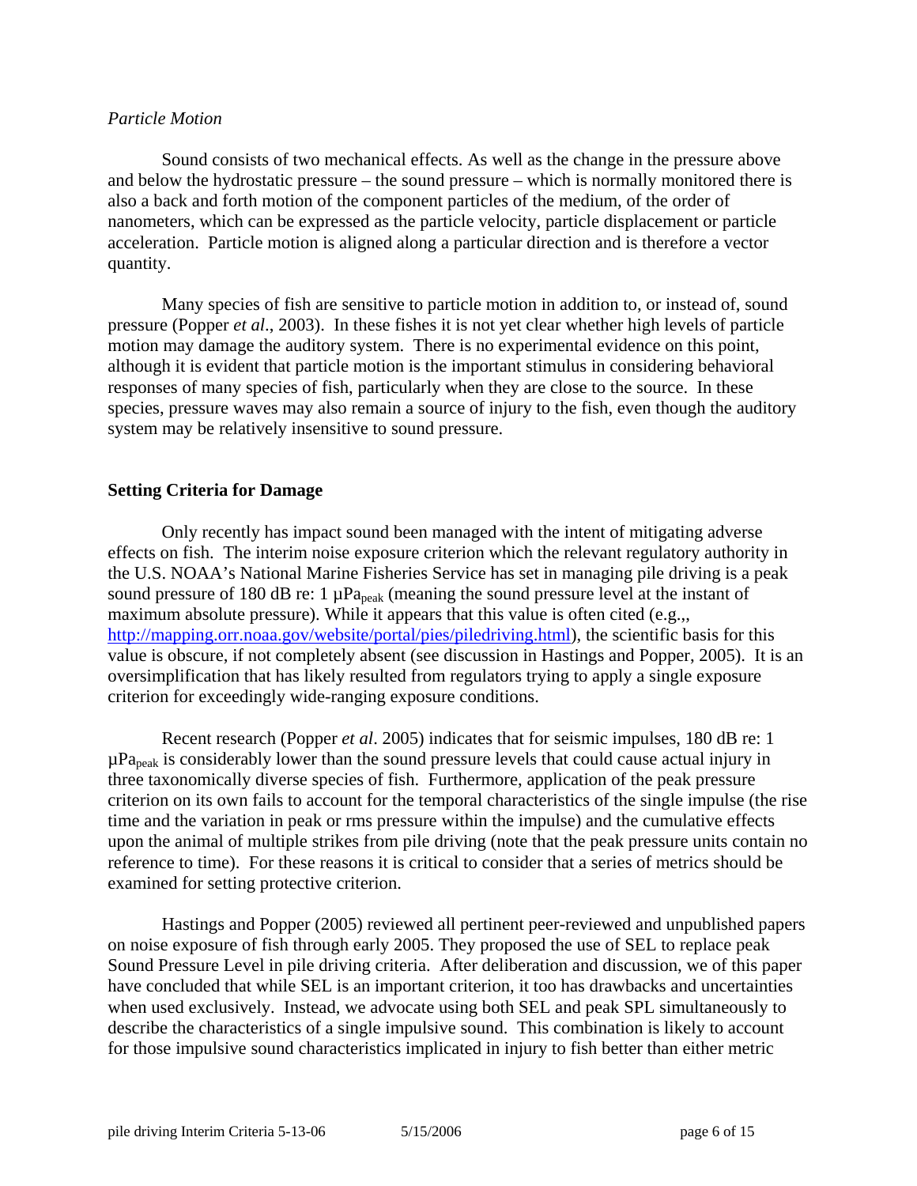*Particle Motion*

Sound consists of two mechanical effects. As well as the change in the pressure above and below the hydrostatic pressure – the sound pressure – which is normally monitored there is also a back and forth motion of the component particles of the medium, of the order of nanometers, which can be expressed as the particle velocity, particle displacement or particle acceleration. Particle motion is aligned along a particular direction and is therefore a vector quantity.

Many species of fish are sensitive to particle motion in addition to, or instead of, sound pressure (Popper *et al*., 2003). In these fishes it is not yet clear whether high levels of particle motion may damage the auditory system. There is no experimental evidence on this point, although it is evident that particle motion is the important stimulus in considering behavioral responses of many species of fish, particularly when they are close to the source. In these species, pressure waves may also remain a source of injury to the fish, even though the auditory system may be relatively insensitive to sound pressure.

## Setting Criteria for Damage

Only recently has impact sound been managed with the intent of mitigating adverse effects on fish. The interim noise exposure criterion which the relevant regulatory authority in the U.S. NOAA's National Marine Fisheries Service has set in managing pile driving is a peak sound pressure of 180 dB re: 1 $\mu Pa_{peak}$ (meaning the sound pressure level at the instant of maximum absolute pressure). While it appears that this value is often cited (e.g.,, http://mapping.orr.noaa.gov/website/portal/pies/piledriving.html), the scientific basis for this value is obscure, if not completely absent (see discussion in Hastings and Popper, 2005). It is an oversimplification that has likely resulted from regulators trying to apply a single exposure criterion for exceedingly wide-ranging exposure conditions.

Recent research (Popper *et al*. 2005) indicates that for seismic impulses, 180 dB re: 1 $\mu Pa_{peak}$ is considerably lower than the sound pressure levels that could cause actual injury in three taxonomically diverse species of fish. Furthermore, application of the peak pressure criterion on its own fails to account for the temporal characteristics of the single impulse (the rise time and the variation in peak or rms pressure within the impulse) and the cumulative effects upon the animal of multiple strikes from pile driving (note that the peak pressure units contain no reference to time). For these reasons it is critical to consider that a series of metrics should be examined for setting protective criterion.

Hastings and Popper (2005) reviewed all pertinent peer-reviewed and unpublished papers on noise exposure of fish through early 2005. They proposed the use of SEL to replace peak Sound Pressure Level in pile driving criteria. After deliberation and discussion, we of this paper have concluded that while SEL is an important criterion, it too has drawbacks and uncertainties when used exclusively. Instead, we advocate using both SEL and peak SPL simultaneously to describe the characteristics of a single impulsive sound. This combination is likely to account for those impulsive sound characteristics implicated in injury to fish better than either metric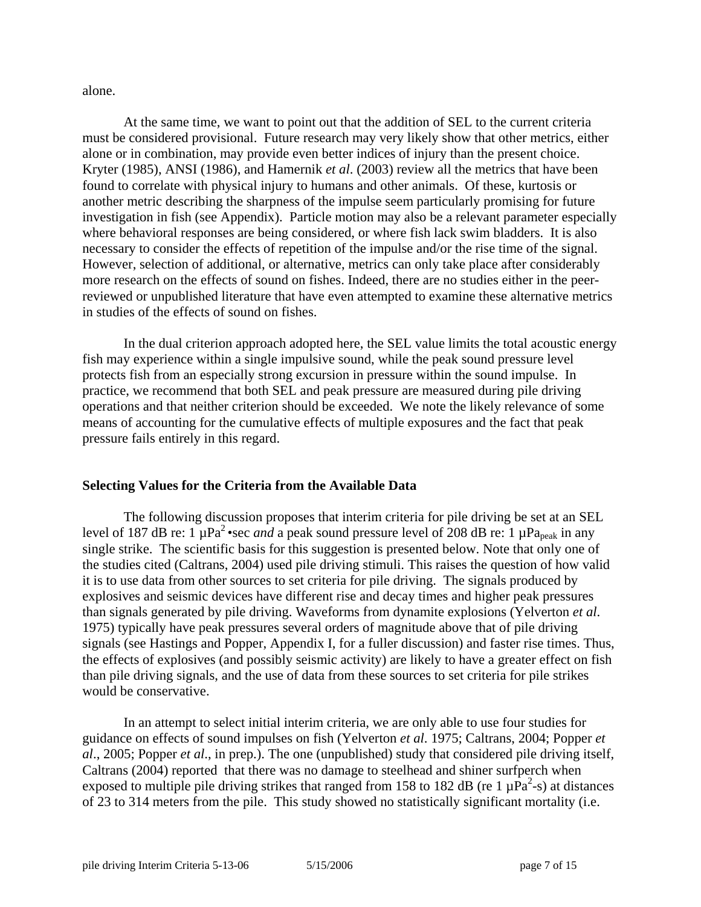alone.

At the same time, we want to point out that the addition of SEL to the current criteria must be considered provisional. Future research may very likely show that other metrics, either alone or in combination, may provide even better indices of injury than the present choice. Kryter (1985), ANSI (1986), and Hamernik *et al*. (2003) review all the metrics that have been found to correlate with physical injury to humans and other animals. Of these, kurtosis or another metric describing the sharpness of the impulse seem particularly promising for future investigation in fish (see Appendix). Particle motion may also be a relevant parameter especially where behavioral responses are being considered, or where fish lack swim bladders. It is also necessary to consider the effects of repetition of the impulse and/or the rise time of the signal. However, selection of additional, or alternative, metrics can only take place after considerably more research on the effects of sound on fishes. Indeed, there are no studies either in the peer-reviewed or unpublished literature that have even attempted to examine these alternative metrics in studies of the effects of sound on fishes.

In the dual criterion approach adopted here, the SEL value limits the total acoustic energy fish may experience within a single impulsive sound, while the peak sound pressure level protects fish from an especially strong excursion in pressure within the sound impulse. In practice, we recommend that both SEL and peak pressure are measured during pile driving operations and that neither criterion should be exceeded. We note the likely relevance of some means of accounting for the cumulative effects of multiple exposures and the fact that peak pressure fails entirely in this regard.

**Selecting Values for the Criteria from the Available Data**

The following discussion proposes that interim criteria for pile driving be set at an SEL level of 187 dB re: 1 $\mu Pa^2$ •sec *and* a peak sound pressure level of 208 dB re: 1 $\mu Pa_{peak}$ in any single strike. The scientific basis for this suggestion is presented below. Note that only one of the studies cited (Caltrans, 2004) used pile driving stimuli. This raises the question of how valid it is to use data from other sources to set criteria for pile driving. The signals produced by explosives and seismic devices have different rise and decay times and higher peak pressures than signals generated by pile driving. Waveforms from dynamite explosions (Yelverton *et al*. 1975) typically have peak pressures several orders of magnitude above that of pile driving signals (see Hastings and Popper, Appendix I, for a fuller discussion) and faster rise times. Thus, the effects of explosives (and possibly seismic activity) are likely to have a greater effect on fish than pile driving signals, and the use of data from these sources to set criteria for pile strikes would be conservative.

In an attempt to select initial interim criteria, we are only able to use four studies for guidance on effects of sound impulses on fish (Yelverton *et al*. 1975; Caltrans, 2004; Popper *et al*., 2005; Popper *et al*., in prep.). The one (unpublished) study that considered pile driving itself, Caltrans (2004) reported that there was no damage to steelhead and shiner surfperch when exposed to multiple pile driving strikes that ranged from 158 to 182 dB (re 1 $\mu Pa^2$-s) at distances of 23 to 314 meters from the pile. This study showed no statistically significant mortality (i.e.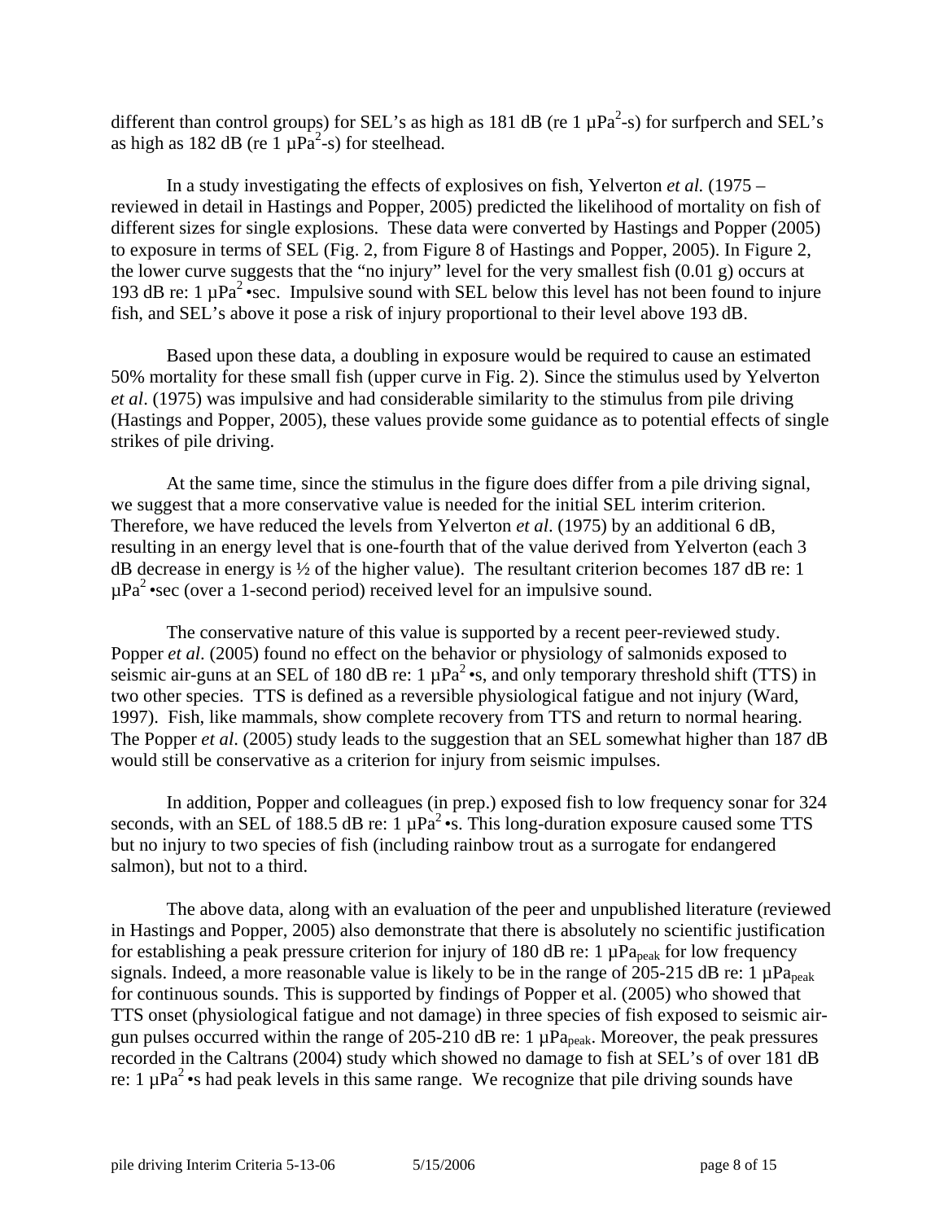different than control groups) for SEL's as high as 181 dB (re 1 $\mu Pa^2$-s) for surfperch and SEL's as high as 182 dB (re 1 $\mu Pa^2$-s) for steelhead.

In a study investigating the effects of explosives on fish, Yelverton *et al.* (1975 – reviewed in detail in Hastings and Popper, 2005) predicted the likelihood of mortality on fish of different sizes for single explosions. These data were converted by Hastings and Popper (2005) to exposure in terms of SEL (Fig. 2, from Figure 8 of Hastings and Popper, 2005). In Figure 2, the lower curve suggests that the "no injury" level for the very smallest fish (0.01 g) occurs at 193 dB re: 1 $\mu Pa^2$ •sec. Impulsive sound with SEL below this level has not been found to injure fish, and SEL's above it pose a risk of injury proportional to their level above 193 dB.

Based upon these data, a doubling in exposure would be required to cause an estimated 50% mortality for these small fish (upper curve in Fig. 2). Since the stimulus used by Yelverton *et al*. (1975) was impulsive and had considerable similarity to the stimulus from pile driving (Hastings and Popper, 2005), these values provide some guidance as to potential effects of single strikes of pile driving.

At the same time, since the stimulus in the figure does differ from a pile driving signal, we suggest that a more conservative value is needed for the initial SEL interim criterion. Therefore, we have reduced the levels from Yelverton *et al*. (1975) by an additional 6 dB, resulting in an energy level that is one-fourth that of the value derived from Yelverton (each 3 dB decrease in energy is ½ of the higher value). The resultant criterion becomes 187 dB re: 1 $\mu Pa^2$ •sec (over a 1-second period) received level for an impulsive sound.

The conservative nature of this value is supported by a recent peer-reviewed study. Popper *et al*. (2005) found no effect on the behavior or physiology of salmonids exposed to seismic air-guns at an SEL of 180 dB re: 1 $\mu Pa^2$ •s, and only temporary threshold shift (TTS) in two other species. TTS is defined as a reversible physiological fatigue and not injury (Ward, 1997). Fish, like mammals, show complete recovery from TTS and return to normal hearing. The Popper *et al*. (2005) study leads to the suggestion that an SEL somewhat higher than 187 dB would still be conservative as a criterion for injury from seismic impulses.

In addition, Popper and colleagues (in prep.) exposed fish to low frequency sonar for 324 seconds, with an SEL of 188.5 dB re: 1 $\mu Pa^2$ •s. This long-duration exposure caused some TTS but no injury to two species of fish (including rainbow trout as a surrogate for endangered salmon), but not to a third.

The above data, along with an evaluation of the peer and unpublished literature (reviewed in Hastings and Popper, 2005) also demonstrate that there is absolutely no scientific justification for establishing a peak pressure criterion for injury of 180 dB re: 1 $\mu Pa_{peak}$ for low frequency signals. Indeed, a more reasonable value is likely to be in the range of 205-215 dB re: 1 $\mu Pa_{peak}$ for continuous sounds. This is supported by findings of Popper et al. (2005) who showed that TTS onset (physiological fatigue and not damage) in three species of fish exposed to seismic air-gun pulses occurred within the range of 205-210 dB re: 1 $\mu Pa_{peak}$. Moreover, the peak pressures recorded in the Caltrans (2004) study which showed no damage to fish at SEL's of over 181 dB re: 1 $\mu Pa^2$ •s had peak levels in this same range. We recognize that pile driving sounds have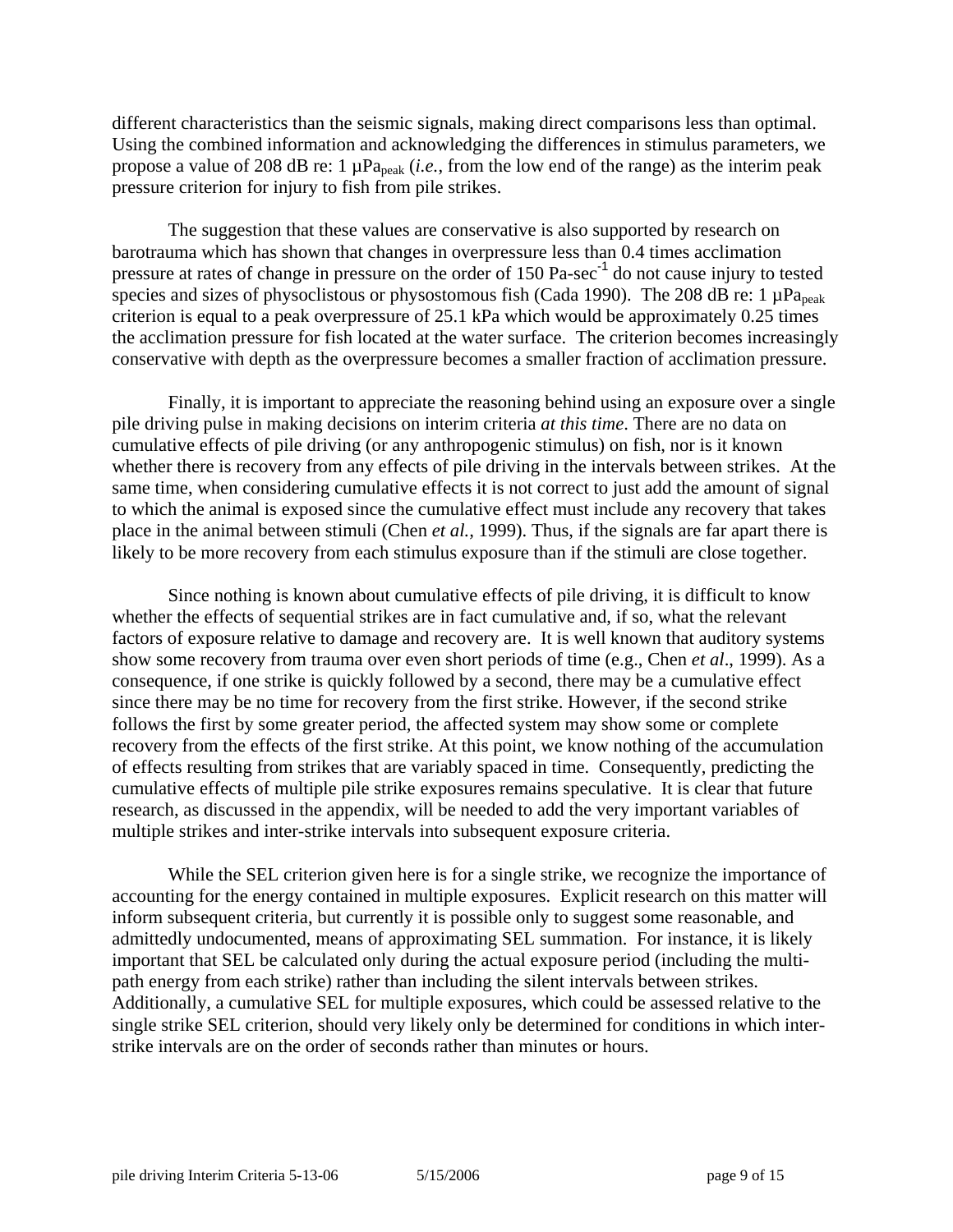different characteristics than the seismic signals, making direct comparisons less than optimal. Using the combined information and acknowledging the differences in stimulus parameters, we propose a value of 208 dB re: 1 $\mu Pa_{peak}$ (*i.e.*, from the low end of the range) as the interim peak pressure criterion for injury to fish from pile strikes.

The suggestion that these values are conservative is also supported by research on barotrauma which has shown that changes in overpressure less than 0.4 times acclimation pressure at rates of change in pressure on the order of 150 $Pa\text{-}sec^{-1}$ do not cause injury to tested species and sizes of physoclistous or physostomous fish (Cada 1990). The 208 dB re: 1 $\mu Pa_{peak}$ criterion is equal to a peak overpressure of 25.1 kPa which would be approximately 0.25 times the acclimation pressure for fish located at the water surface. The criterion becomes increasingly conservative with depth as the overpressure becomes a smaller fraction of acclimation pressure.

Finally, it is important to appreciate the reasoning behind using an exposure over a single pile driving pulse in making decisions on interim criteria *at this time*. There are no data on cumulative effects of pile driving (or any anthropogenic stimulus) on fish, nor is it known whether there is recovery from any effects of pile driving in the intervals between strikes. At the same time, when considering cumulative effects it is not correct to just add the amount of signal to which the animal is exposed since the cumulative effect must include any recovery that takes place in the animal between stimuli (Chen *et al.*, 1999). Thus, if the signals are far apart there is likely to be more recovery from each stimulus exposure than if the stimuli are close together.

Since nothing is known about cumulative effects of pile driving, it is difficult to know whether the effects of sequential strikes are in fact cumulative and, if so, what the relevant factors of exposure relative to damage and recovery are. It is well known that auditory systems show some recovery from trauma over even short periods of time (e.g., Chen *et al*., 1999). As a consequence, if one strike is quickly followed by a second, there may be a cumulative effect since there may be no time for recovery from the first strike. However, if the second strike follows the first by some greater period, the affected system may show some or complete recovery from the effects of the first strike. At this point, we know nothing of the accumulation of effects resulting from strikes that are variably spaced in time. Consequently, predicting the cumulative effects of multiple pile strike exposures remains speculative. It is clear that future research, as discussed in the appendix, will be needed to add the very important variables of multiple strikes and inter-strike intervals into subsequent exposure criteria.

While the SEL criterion given here is for a single strike, we recognize the importance of accounting for the energy contained in multiple exposures. Explicit research on this matter will inform subsequent criteria, but currently it is possible only to suggest some reasonable, and admittedly undocumented, means of approximating SEL summation. For instance, it is likely important that SEL be calculated only during the actual exposure period (including the multi-path energy from each strike) rather than including the silent intervals between strikes. Additionally, a cumulative SEL for multiple exposures, which could be assessed relative to the single strike SEL criterion, should very likely only be determined for conditions in which inter-strike intervals are on the order of seconds rather than minutes or hours.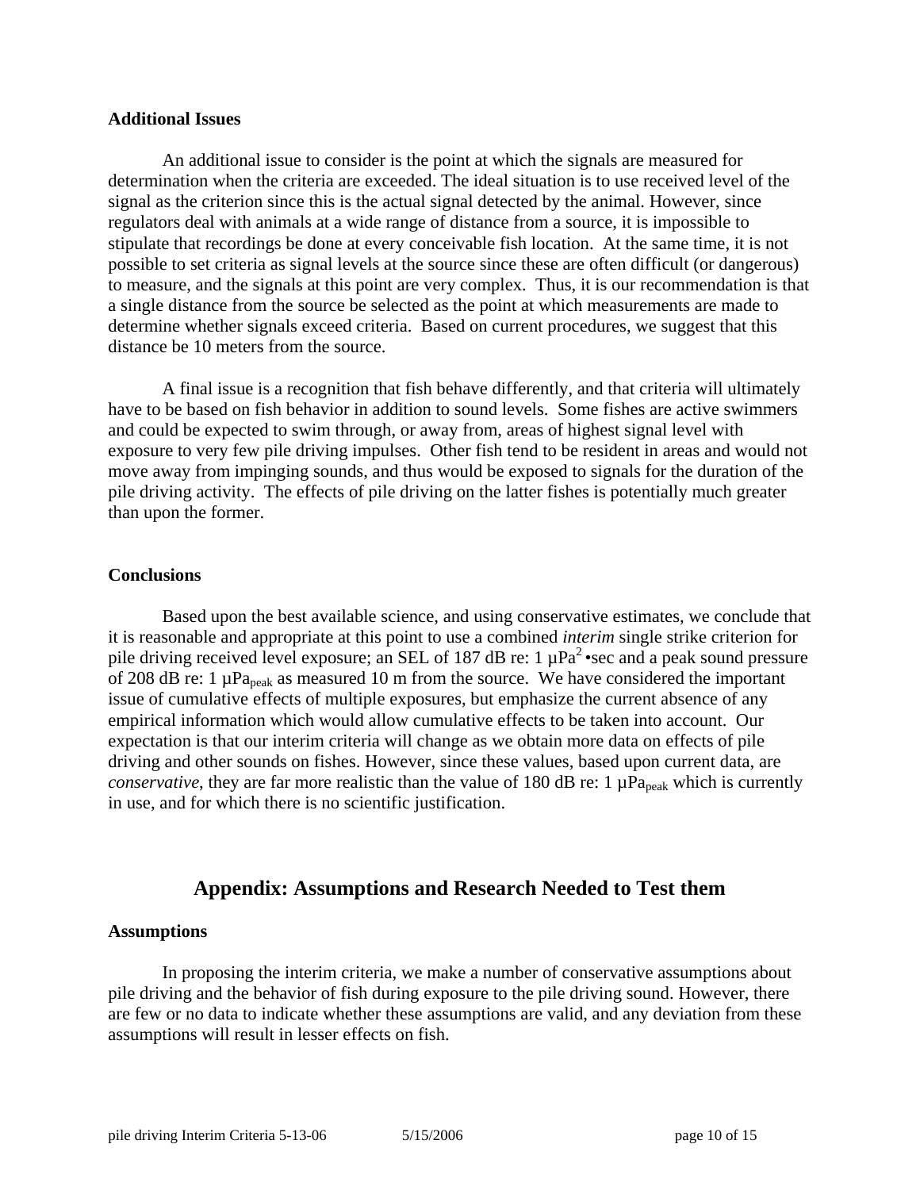### Additional Issues

An additional issue to consider is the point at which the signals are measured for determination when the criteria are exceeded. The ideal situation is to use received level of the signal as the criterion since this is the actual signal detected by the animal. However, since regulators deal with animals at a wide range of distance from a source, it is impossible to stipulate that recordings be done at every conceivable fish location. At the same time, it is not possible to set criteria as signal levels at the source since these are often difficult (or dangerous) to measure, and the signals at this point are very complex. Thus, it is our recommendation is that a single distance from the source be selected as the point at which measurements are made to determine whether signals exceed criteria. Based on current procedures, we suggest that this distance be 10 meters from the source.

A final issue is a recognition that fish behave differently, and that criteria will ultimately have to be based on fish behavior in addition to sound levels. Some fishes are active swimmers and could be expected to swim through, or away from, areas of highest signal level with exposure to very few pile driving impulses. Other fish tend to be resident in areas and would not move away from impinging sounds, and thus would be exposed to signals for the duration of the pile driving activity. The effects of pile driving on the latter fishes is potentially much greater than upon the former.

### Conclusions

Based upon the best available science, and using conservative estimates, we conclude that it is reasonable and appropriate at this point to use a combined *interim* single strike criterion for pile driving received level exposure; an SEL of 187 dB re: 1 $\mu Pa^2$•sec and a peak sound pressure of 208 dB re: 1 $\mu Pa_{peak}$ as measured 10 m from the source. We have considered the important issue of cumulative effects of multiple exposures, but emphasize the current absence of any empirical information which would allow cumulative effects to be taken into account. Our expectation is that our interim criteria will change as we obtain more data on effects of pile driving and other sounds on fishes. However, since these values, based upon current data, are *conservative*, they are far more realistic than the value of 180 dB re: 1 $\mu Pa_{peak}$ which is currently in use, and for which there is no scientific justification.

## Appendix: Assumptions and Research Needed to Test them

### Assumptions

In proposing the interim criteria, we make a number of conservative assumptions about pile driving and the behavior of fish during exposure to the pile driving sound. However, there are few or no data to indicate whether these assumptions are valid, and any deviation from these assumptions will result in lesser effects on fish.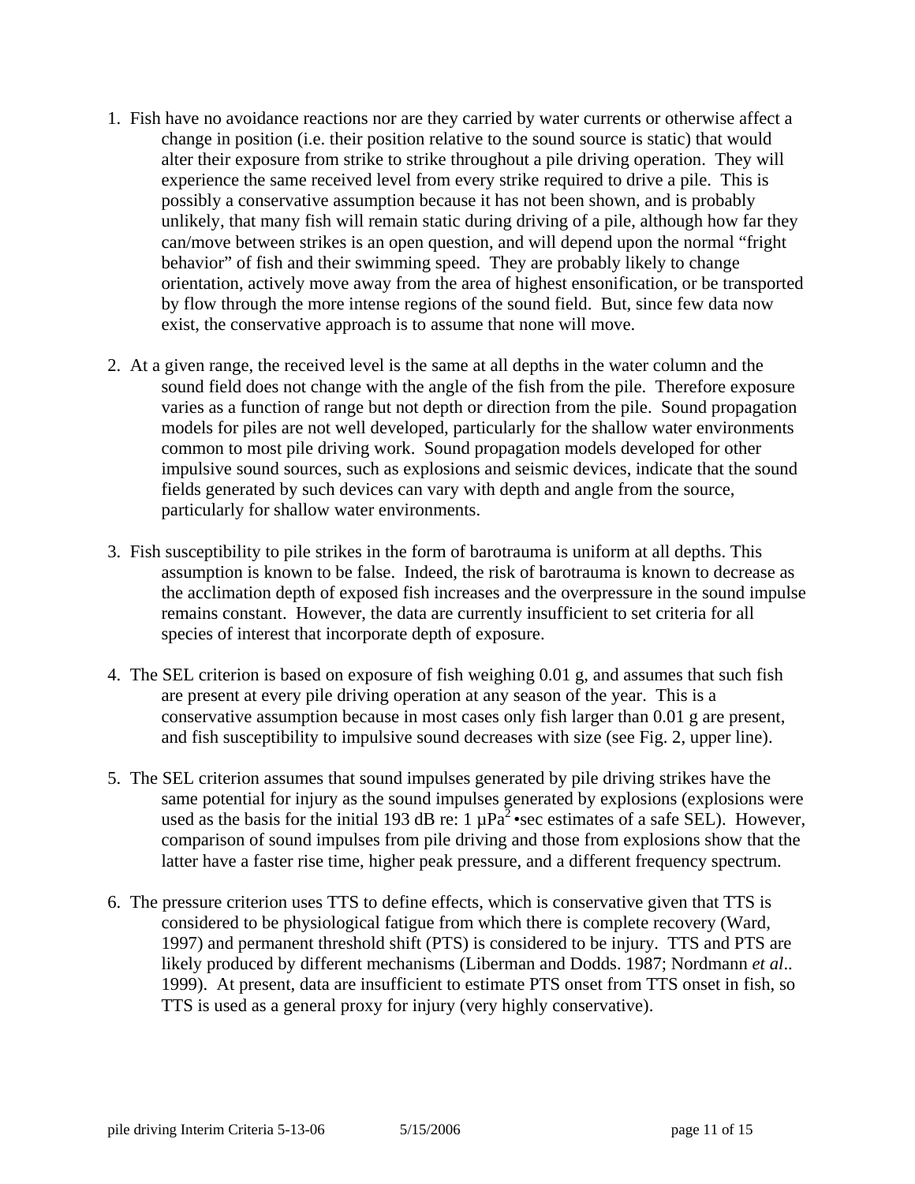1. Fish have no avoidance reactions nor are they carried by water currents or otherwise affect a change in position (i.e. their position relative to the sound source is static) that would alter their exposure from strike to strike throughout a pile driving operation. They will experience the same received level from every strike required to drive a pile. This is possibly a conservative assumption because it has not been shown, and is probably unlikely, that many fish will remain static during driving of a pile, although how far they can/move between strikes is an open question, and will depend upon the normal "fright behavior" of fish and their swimming speed. They are probably likely to change orientation, actively move away from the area of highest ensonification, or be transported by flow through the more intense regions of the sound field. But, since few data now exist, the conservative approach is to assume that none will move.

2. At a given range, the received level is the same at all depths in the water column and the sound field does not change with the angle of the fish from the pile. Therefore exposure varies as a function of range but not depth or direction from the pile. Sound propagation models for piles are not well developed, particularly for the shallow water environments common to most pile driving work. Sound propagation models developed for other impulsive sound sources, such as explosions and seismic devices, indicate that the sound fields generated by such devices can vary with depth and angle from the source, particularly for shallow water environments.

3. Fish susceptibility to pile strikes in the form of barotrauma is uniform at all depths. This assumption is known to be false. Indeed, the risk of barotrauma is known to decrease as the acclimation depth of exposed fish increases and the overpressure in the sound impulse remains constant. However, the data are currently insufficient to set criteria for all species of interest that incorporate depth of exposure.

4. The SEL criterion is based on exposure of fish weighing 0.01 g, and assumes that such fish are present at every pile driving operation at any season of the year. This is a conservative assumption because in most cases only fish larger than 0.01 g are present, and fish susceptibility to impulsive sound decreases with size (see Fig. 2, upper line).

5. The SEL criterion assumes that sound impulses generated by pile driving strikes have the same potential for injury as the sound impulses generated by explosions (explosions were used as the basis for the initial 193 dB re: 1 $\mu Pa^2$•sec estimates of a safe SEL). However, comparison of sound impulses from pile driving and those from explosions show that the latter have a faster rise time, higher peak pressure, and a different frequency spectrum.

6. The pressure criterion uses TTS to define effects, which is conservative given that TTS is considered to be physiological fatigue from which there is complete recovery (Ward, 1997) and permanent threshold shift (PTS) is considered to be injury. TTS and PTS are likely produced by different mechanisms (Liberman and Dodds. 1987; Nordmann *et al*.. 1999). At present, data are insufficient to estimate PTS onset from TTS onset in fish, so TTS is used as a general proxy for injury (very highly conservative).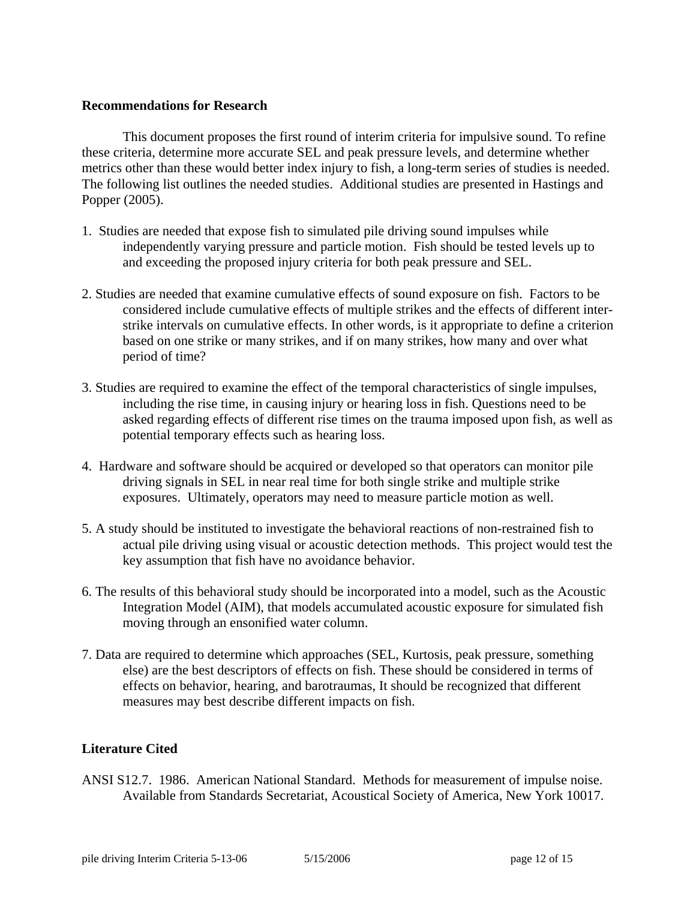**Recommendations for Research**

This document proposes the first round of interim criteria for impulsive sound. To refine these criteria, determine more accurate SEL and peak pressure levels, and determine whether metrics other than these would better index injury to fish, a long-term series of studies is needed. The following list outlines the needed studies. Additional studies are presented in Hastings and Popper (2005).

1. Studies are needed that expose fish to simulated pile driving sound impulses while independently varying pressure and particle motion. Fish should be tested levels up to and exceeding the proposed injury criteria for both peak pressure and SEL.

2. Studies are needed that examine cumulative effects of sound exposure on fish. Factors to be considered include cumulative effects of multiple strikes and the effects of different inter-strike intervals on cumulative effects. In other words, is it appropriate to define a criterion based on one strike or many strikes, and if on many strikes, how many and over what period of time?

3. Studies are required to examine the effect of the temporal characteristics of single impulses, including the rise time, in causing injury or hearing loss in fish. Questions need to be asked regarding effects of different rise times on the trauma imposed upon fish, as well as potential temporary effects such as hearing loss.

4. Hardware and software should be acquired or developed so that operators can monitor pile driving signals in SEL in near real time for both single strike and multiple strike exposures. Ultimately, operators may need to measure particle motion as well.

5. A study should be instituted to investigate the behavioral reactions of non-restrained fish to actual pile driving using visual or acoustic detection methods. This project would test the key assumption that fish have no avoidance behavior.

6. The results of this behavioral study should be incorporated into a model, such as the Acoustic Integration Model (AIM), that models accumulated acoustic exposure for simulated fish moving through an ensonified water column.

7. Data are required to determine which approaches (SEL, Kurtosis, peak pressure, something else) are the best descriptors of effects on fish. These should be considered in terms of effects on behavior, hearing, and barotraumas, It should be recognized that different measures may best describe different impacts on fish.

**Literature Cited**

ANSI S12.7. 1986. American National Standard. Methods for measurement of impulse noise. Available from Standards Secretariat, Acoustical Society of America, New York 10017.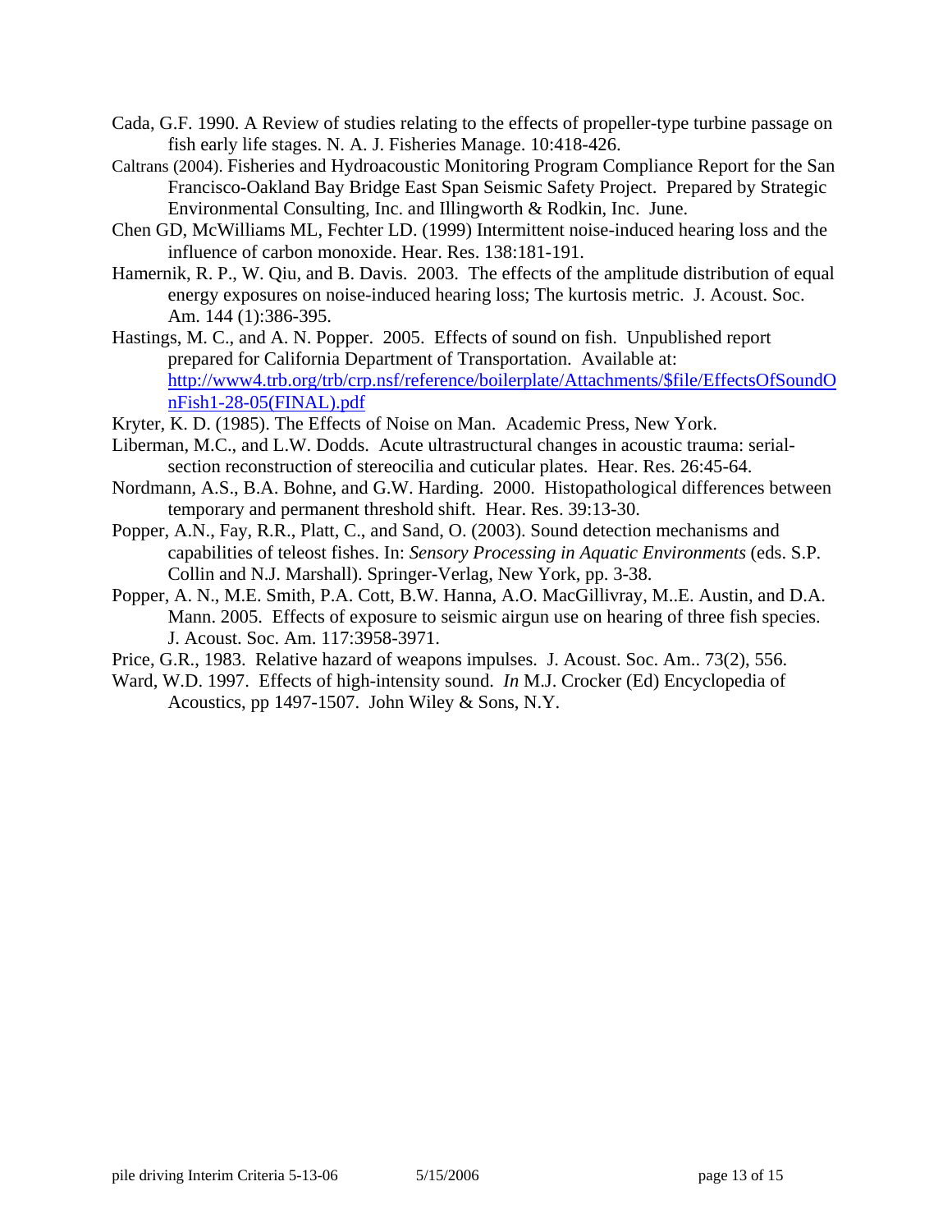Cada, G.F. 1990. A Review of studies relating to the effects of propeller-type turbine passage on fish early life stages. N. A. J. Fisheries Manage. 10:418-426.

Caltrans (2004). Fisheries and Hydroacoustic Monitoring Program Compliance Report for the San Francisco-Oakland Bay Bridge East Span Seismic Safety Project. Prepared by Strategic Environmental Consulting, Inc. and Illingworth & Rodkin, Inc. June.

Chen GD, McWilliams ML, Fechter LD. (1999) Intermittent noise-induced hearing loss and the influence of carbon monoxide. Hear. Res. 138:181-191.

Hamernik, R. P., W. Qiu, and B. Davis. 2003. The effects of the amplitude distribution of equal energy exposures on noise-induced hearing loss; The kurtosis metric. J. Acoust. Soc. Am. 144 (1):386-395.

Hastings, M. C., and A. N. Popper. 2005. Effects of sound on fish. Unpublished report prepared for California Department of Transportation. Available at: http://www4.trb.org/trb/crp.nsf/reference/boilerplate/Attachments/$file/EffectsOfSoundOnFish1-28-05(FINAL).pdf

Kryter, K. D. (1985). The Effects of Noise on Man. Academic Press, New York.

Liberman, M.C., and L.W. Dodds. Acute ultrastructural changes in acoustic trauma: serial-section reconstruction of stereocilia and cuticular plates. Hear. Res. 26:45-64.

Nordmann, A.S., B.A. Bohne, and G.W. Harding. 2000. Histopathological differences between temporary and permanent threshold shift. Hear. Res. 39:13-30.

Popper, A.N., Fay, R.R., Platt, C., and Sand, O. (2003). Sound detection mechanisms and capabilities of teleost fishes. In: *Sensory Processing in Aquatic Environments* (eds. S.P. Collin and N.J. Marshall). Springer-Verlag, New York, pp. 3-38.

Popper, A. N., M.E. Smith, P.A. Cott, B.W. Hanna, A.O. MacGillivray, M..E. Austin, and D.A. Mann. 2005. Effects of exposure to seismic airgun use on hearing of three fish species. J. Acoust. Soc. Am. 117:3958-3971.

Price, G.R., 1983. Relative hazard of weapons impulses. J. Acoust. Soc. Am.. 73(2), 556.

Ward, W.D. 1997. Effects of high-intensity sound. *In* M.J. Crocker (Ed) Encyclopedia of Acoustics, pp 1497-1507. John Wiley & Sons, N.Y.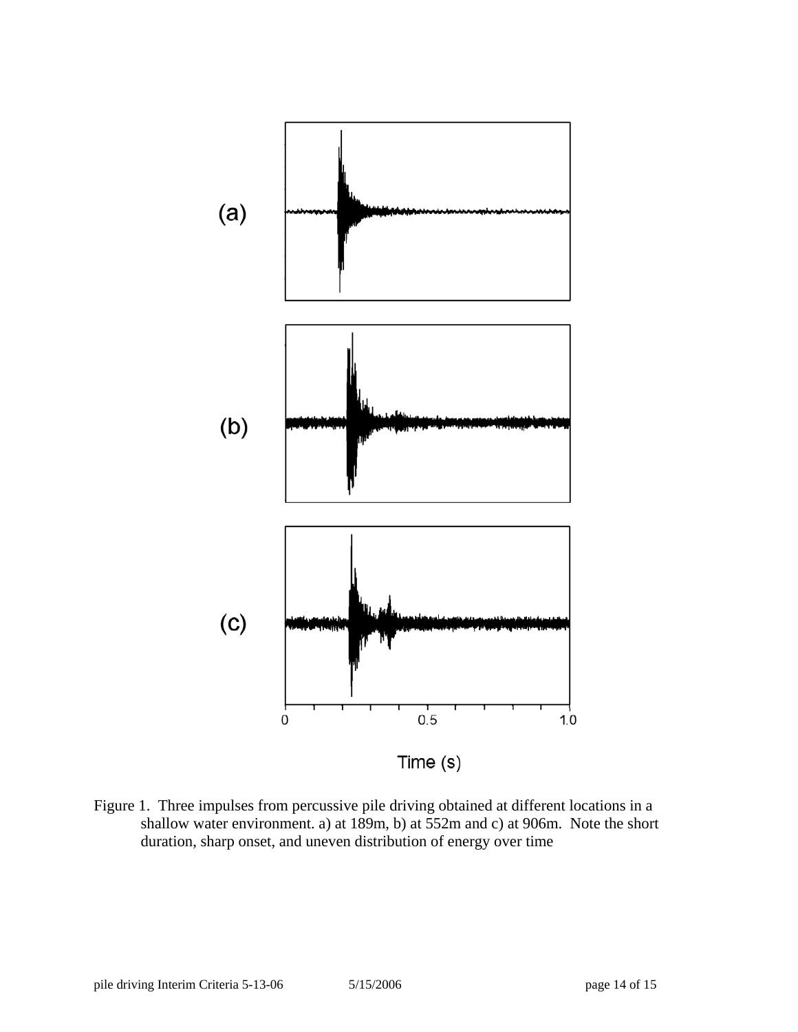Figure 1. Three impulses from percussive pile driving obtained at different locations in a shallow water environment. a) at 189m, b) at 552m and c) at 906m. Note the short duration, sharp onset, and uneven distribution of energy over time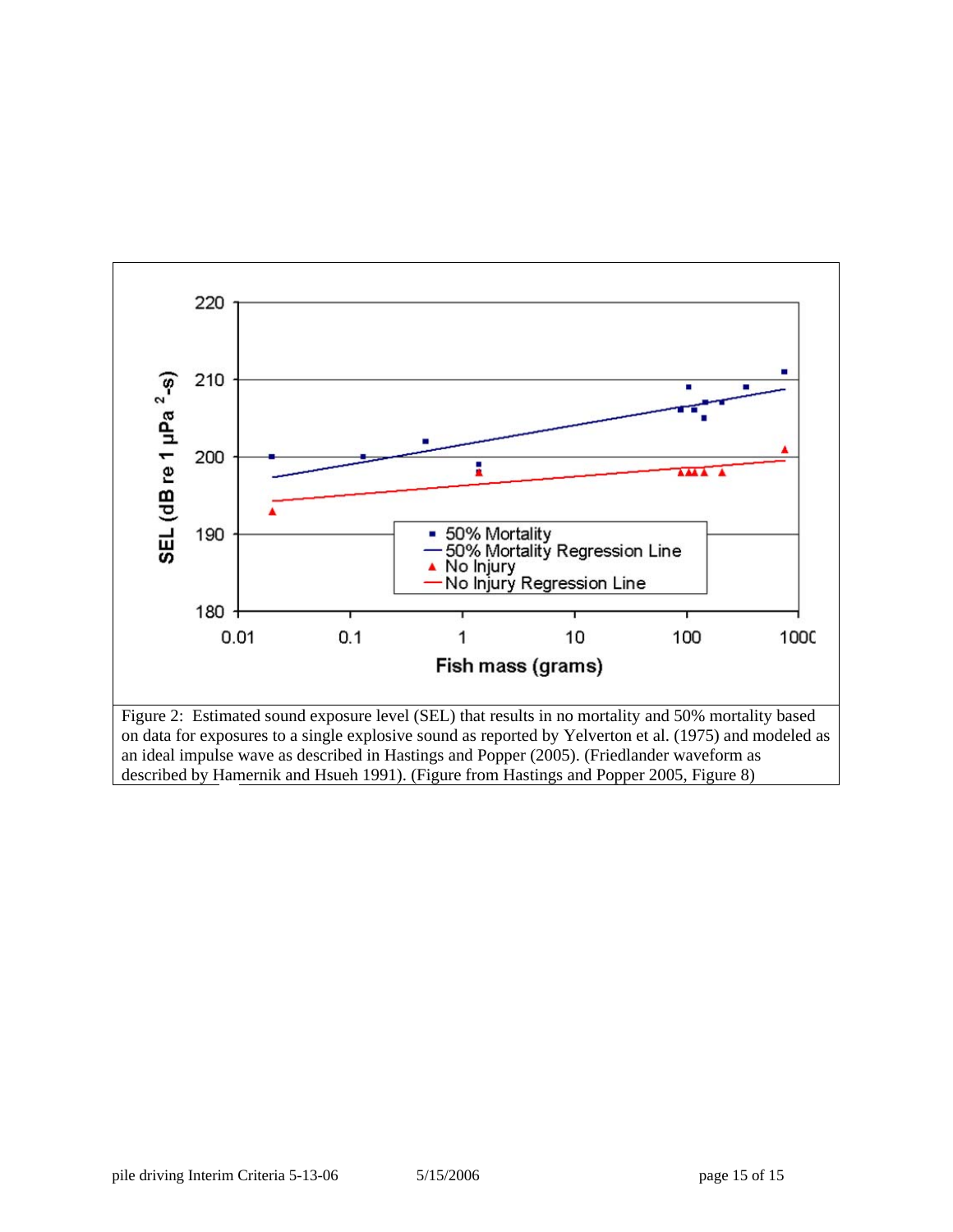220

210

200

190

180

SEL (dB re 1 μPa ²-s)

0.01 0.1 1 10 100 1000

Fish mass (grams)

50% Mortality

50% Mortality Regression Line

No Injury

No Injury Regression Line

Figure 2: Estimated sound exposure level (SEL) that results in no mortality and 50% mortality based on data for exposures to a single explosive sound as reported by Yelverton et al. (1975) and modeled as an ideal impulse wave as described in Hastings and Popper (2005). (Friedlander waveform as described by Hamernik and Hsueh 1991). (Figure from Hastings and Popper 2005, Figure 8)